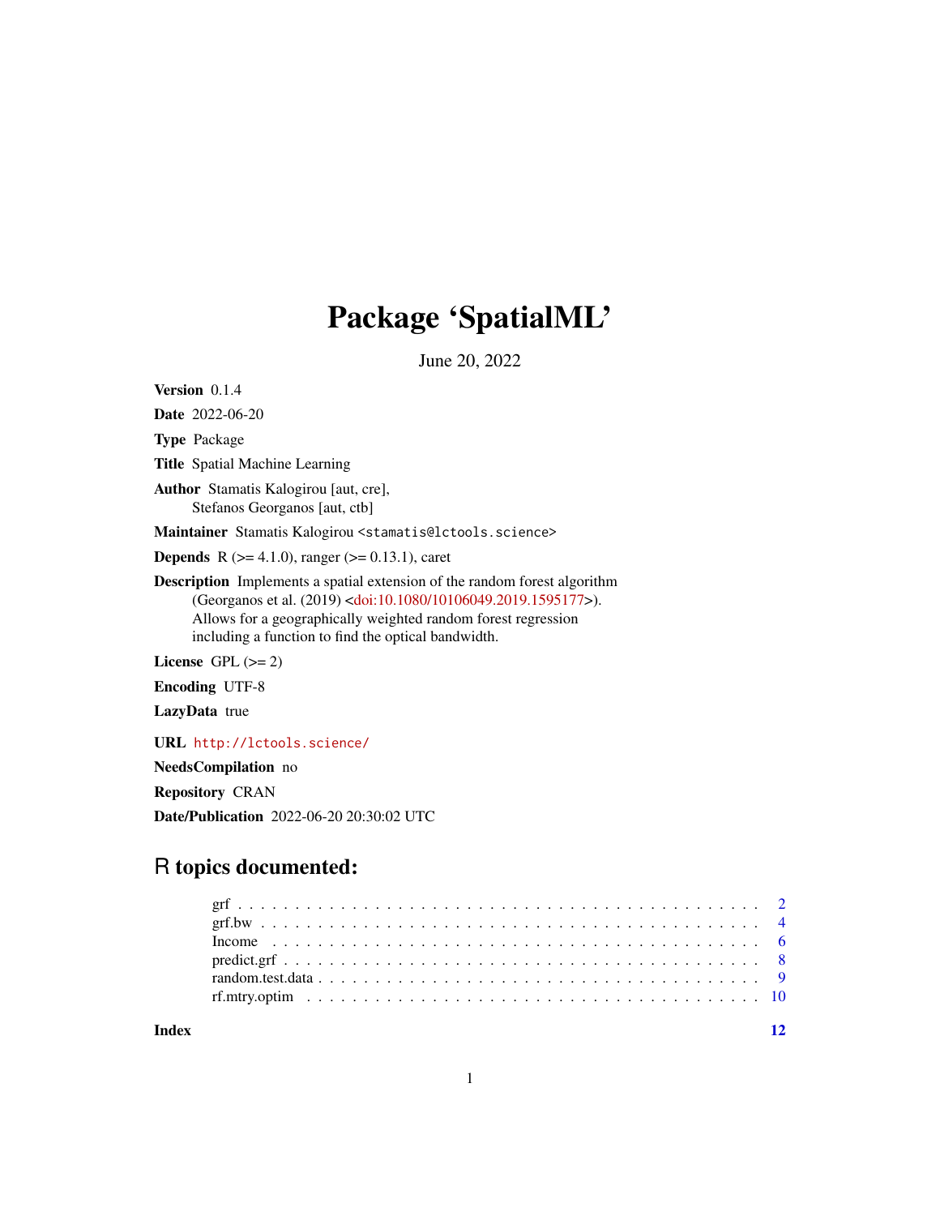# Package 'SpatialML'

June 20, 2022

**Version** 0.1.4

**Date** 2022-06-20

**Type** Package

**Title** Spatial Machine Learning

**Author** Stamatis Kalogirou [aut, cre],
Stefanos Georganos [aut, ctb]

**Maintainer** Stamatis Kalogirou <stamatis@lctools.science>

**Depends** R (>= 4.1.0), ranger (>= 0.13.1), caret

**Description** Implements a spatial extension of the random forest algorithm (Georganos et al. (2019) <doi:10.1080/10106049.2019.1595177>). Allows for a geographically weighted random forest regression including a function to find the optical bandwidth.

**License** GPL (>= 2)

**Encoding** UTF-8

**LazyData** true

**URL** http://lctools.science/

**NeedsCompilation** no

**Repository** CRAN

**Date/Publication** 2022-06-20 20:30:02 UTC

## R topics documented:

| | |
|---|---|
| grf | 2 |
| grf.bw | 4 |
| Income | 6 |
| predict.grf | 8 |
| random.test.data | 9 |
| rf.mtry.optim | 10 |
| **Index** | **12** |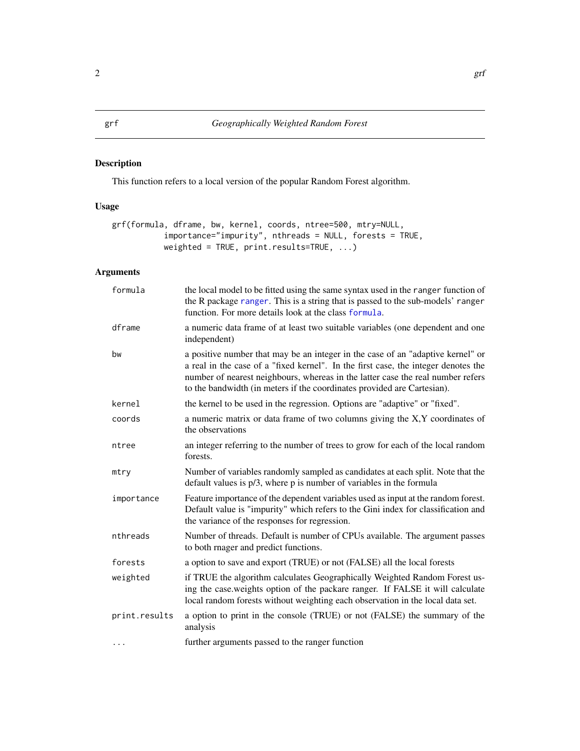grf | *Geographically Weighted Random Forest*

## Description

This function refers to a local version of the popular Random Forest algorithm.

## Usage

```
grf(formula, dframe, bw, kernel, coords, ntree=500, mtry=NULL,
          importance="impurity", nthreads = NULL, forests = TRUE,
          weighted = TRUE, print.results=TRUE, ...)
```

## Arguments

| | |
|---|---|
| `formula` | the local model to be fitted using the same syntax used in the `ranger` function of the R package `ranger`. This is a string that is passed to the sub-models' `ranger` function. For more details look at the class `formula`. |
| `dframe` | a numeric data frame of at least two suitable variables (one dependent and one independent) |
| `bw` | a positive number that may be an integer in the case of an "adaptive kernel" or a real in the case of a "fixed kernel". In the first case, the integer denotes the number of nearest neighbours, whereas in the latter case the real number refers to the bandwidth (in meters if the coordinates provided are Cartesian). |
| `kernel` | the kernel to be used in the regression. Options are "adaptive" or "fixed". |
| `coords` | a numeric matrix or data frame of two columns giving the X,Y coordinates of the observations |
| `ntree` | an integer referring to the number of trees to grow for each of the local random forests. |
| `mtry` | Number of variables randomly sampled as candidates at each split. Note that the default values is p/3, where p is number of variables in the formula |
| `importance` | Feature importance of the dependent variables used as input at the random forest. Default value is "impurity" which refers to the Gini index for classification and the variance of the responses for regression. |
| `nthreads` | Number of threads. Default is number of CPUs available. The argument passes to both rnager and predict functions. |
| `forests` | a option to save and export (TRUE) or not (FALSE) all the local forests |
| `weighted` | if TRUE the algorithm calculates Geographically Weighted Random Forest using the case.weights option of the packare ranger. If FALSE it will calculate local random forests without weighting each observation in the local data set. |
| `print.results` | a option to print in the console (TRUE) or not (FALSE) the summary of the analysis |
| `...` | further arguments passed to the ranger function |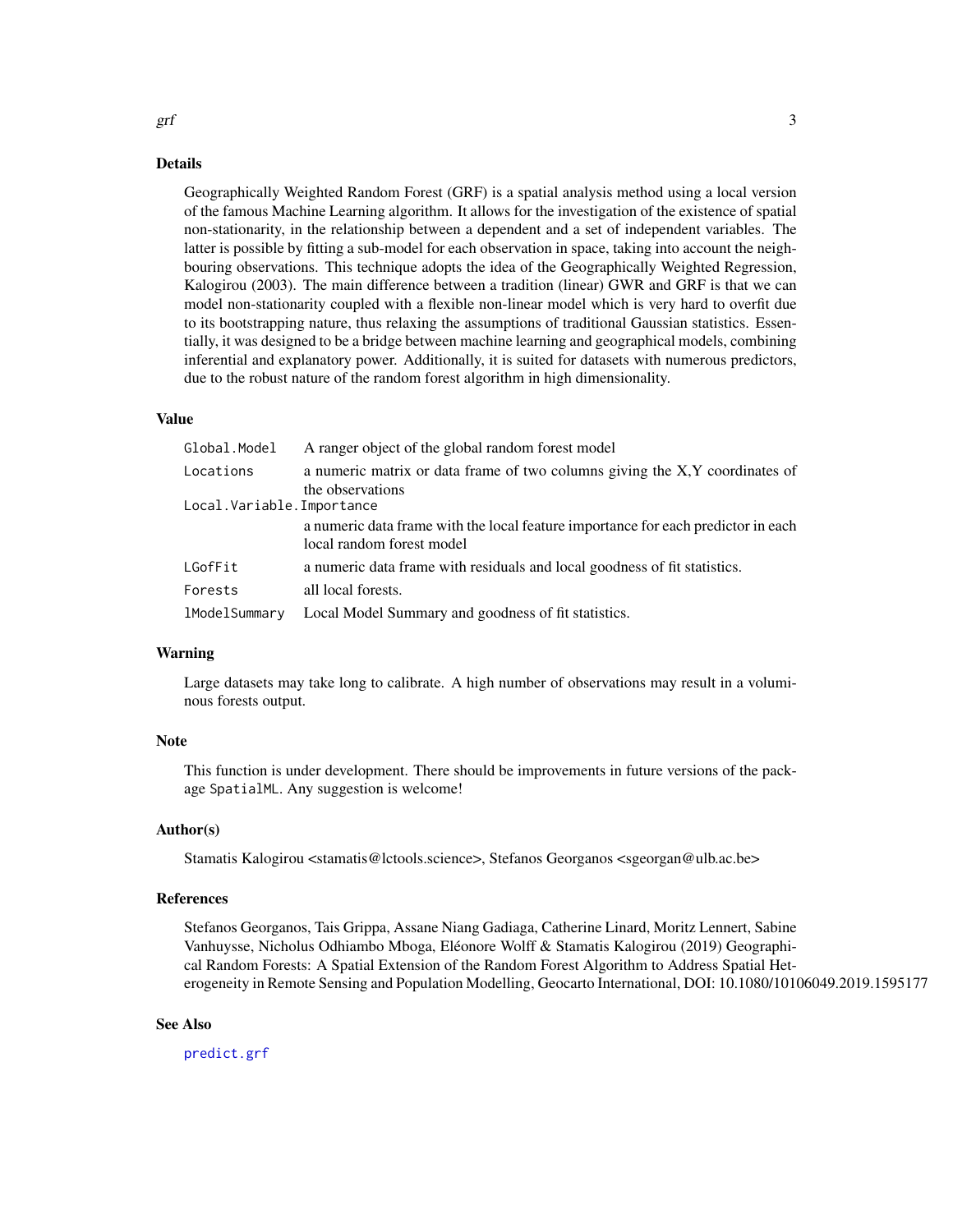## Details

Geographically Weighted Random Forest (GRF) is a spatial analysis method using a local version of the famous Machine Learning algorithm. It allows for the investigation of the existence of spatial non-stationarity, in the relationship between a dependent and a set of independent variables. The latter is possible by fitting a sub-model for each observation in space, taking into account the neighbouring observations. This technique adopts the idea of the Geographically Weighted Regression, Kalogirou (2003). The main difference between a tradition (linear) GWR and GRF is that we can model non-stationarity coupled with a flexible non-linear model which is very hard to overfit due to its bootstrapping nature, thus relaxing the assumptions of traditional Gaussian statistics. Essentially, it was designed to be a bridge between machine learning and geographical models, combining inferential and explanatory power. Additionally, it is suited for datasets with numerous predictors, due to the robust nature of the random forest algorithm in high dimensionality.

## Value

| | |
|---|---|
| `Global.Model` | A ranger object of the global random forest model |
| `Locations` | a numeric matrix or data frame of two columns giving the X,Y coordinates of the observations |
| `Local.Variable.Importance` | a numeric data frame with the local feature importance for each predictor in each local random forest model |
| `LGofFit` | a numeric data frame with residuals and local goodness of fit statistics. |
| `Forests` | all local forests. |
| `lModelSummary` | Local Model Summary and goodness of fit statistics. |

## Warning

Large datasets may take long to calibrate. A high number of observations may result in a voluminous forests output.

## Note

This function is under development. There should be improvements in future versions of the package `SpatialML`. Any suggestion is welcome!

## Author(s)

Stamatis Kalogirou <stamatis@lctools.science>, Stefanos Georganos <sgeorgan@ulb.ac.be>

## References

Stefanos Georganos, Tais Grippa, Assane Niang Gadiaga, Catherine Linard, Moritz Lennert, Sabine Vanhuysse, Nicholus Odhiambo Mboga, Eléonore Wolff & Stamatis Kalogirou (2019) Geographical Random Forests: A Spatial Extension of the Random Forest Algorithm to Address Spatial Heterogeneity in Remote Sensing and Population Modelling, Geocarto International, DOI: 10.1080/10106049.2019.1595177

## See Also

`predict.grf`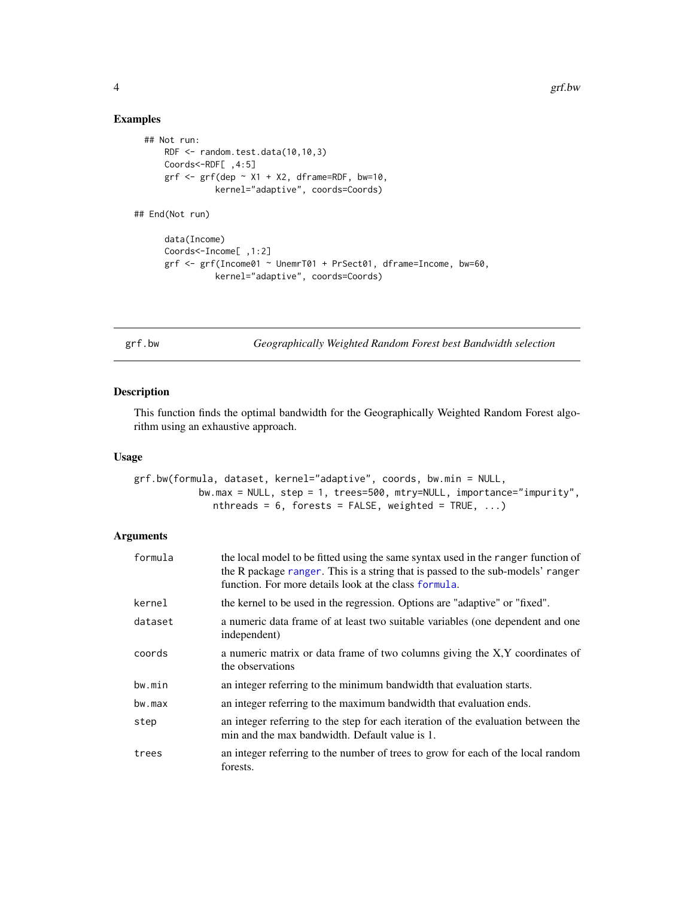## Examples

```
## Not run:
    RDF <- random.test.data(10,10,3)
    Coords<-RDF[ ,4:5]
    grf <- grf(dep ~ X1 + X2, dframe=RDF, bw=10,
              kernel="adaptive", coords=Coords)

## End(Not run)

    data(Income)
    Coords<-Income[ ,1:2]
    grf <- grf(Income01 ~ UnemrT01 + PrSect01, dframe=Income, bw=60,
              kernel="adaptive", coords=Coords)
```

---

# grf.bw — *Geographically Weighted Random Forest best Bandwidth selection*

## Description

This function finds the optimal bandwidth for the Geographically Weighted Random Forest algorithm using an exhaustive approach.

## Usage

```
grf.bw(formula, dataset, kernel="adaptive", coords, bw.min = NULL,
           bw.max = NULL, step = 1, trees=500, mtry=NULL, importance="impurity",
             nthreads = 6, forests = FALSE, weighted = TRUE, ...)
```

## Arguments

| | |
|---|---|
| formula | the local model to be fitted using the same syntax used in the ranger function of the R package ranger. This is a string that is passed to the sub-models' ranger function. For more details look at the class formula. |
| kernel | the kernel to be used in the regression. Options are "adaptive" or "fixed". |
| dataset | a numeric data frame of at least two suitable variables (one dependent and one independent) |
| coords | a numeric matrix or data frame of two columns giving the X,Y coordinates of the observations |
| bw.min | an integer referring to the minimum bandwidth that evaluation starts. |
| bw.max | an integer referring to the maximum bandwidth that evaluation ends. |
| step | an integer referring to the step for each iteration of the evaluation between the min and the max bandwidth. Default value is 1. |
| trees | an integer referring to the number of trees to grow for each of the local random forests. |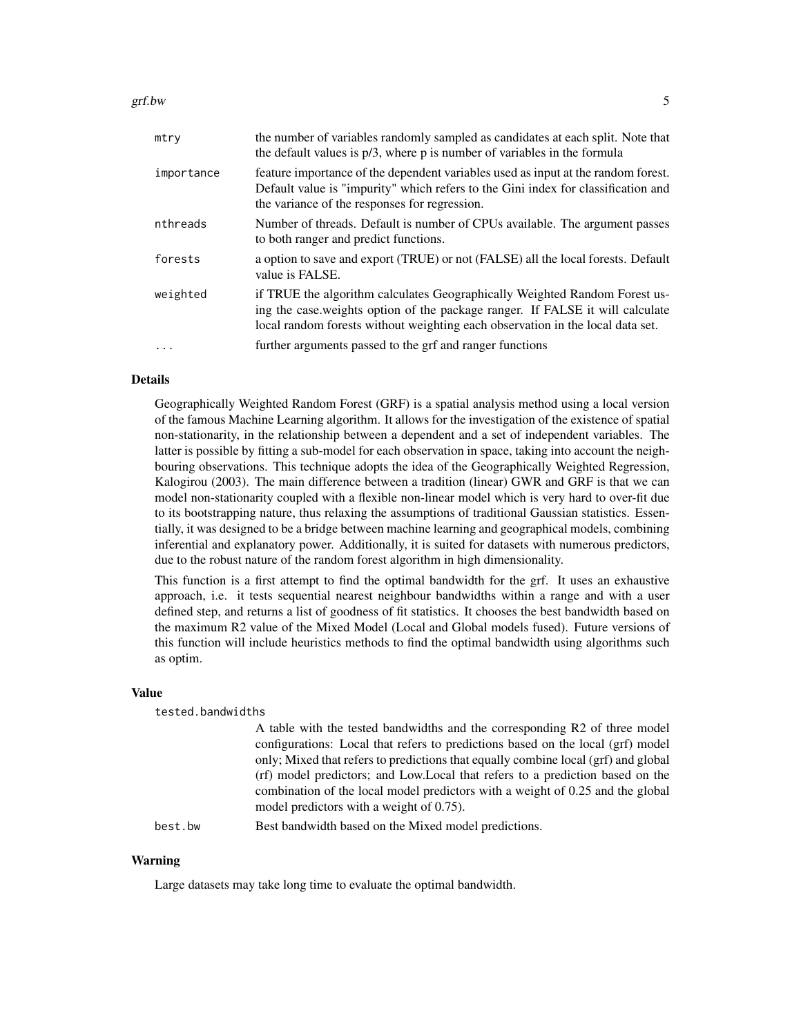| | |
|---|---|
| `mtry` | the number of variables randomly sampled as candidates at each split. Note that the default values is p/3, where p is number of variables in the formula |
| `importance` | feature importance of the dependent variables used as input at the random forest. Default value is "impurity" which refers to the Gini index for classification and the variance of the responses for regression. |
| `nthreads` | Number of threads. Default is number of CPUs available. The argument passes to both ranger and predict functions. |
| `forests` | a option to save and export (TRUE) or not (FALSE) all the local forests. Default value is FALSE. |
| `weighted` | if TRUE the algorithm calculates Geographically Weighted Random Forest using the case.weights option of the package ranger. If FALSE it will calculate local random forests without weighting each observation in the local data set. |
| `...` | further arguments passed to the grf and ranger functions |

### Details

Geographically Weighted Random Forest (GRF) is a spatial analysis method using a local version of the famous Machine Learning algorithm. It allows for the investigation of the existence of spatial non-stationarity, in the relationship between a dependent and a set of independent variables. The latter is possible by fitting a sub-model for each observation in space, taking into account the neighbouring observations. This technique adopts the idea of the Geographically Weighted Regression, Kalogirou (2003). The main difference between a tradition (linear) GWR and GRF is that we can model non-stationarity coupled with a flexible non-linear model which is very hard to over-fit due to its bootstrapping nature, thus relaxing the assumptions of traditional Gaussian statistics. Essentially, it was designed to be a bridge between machine learning and geographical models, combining inferential and explanatory power. Additionally, it is suited for datasets with numerous predictors, due to the robust nature of the random forest algorithm in high dimensionality.

This function is a first attempt to find the optimal bandwidth for the grf. It uses an exhaustive approach, i.e. it tests sequential nearest neighbour bandwidths within a range and with a user defined step, and returns a list of goodness of fit statistics. It chooses the best bandwidth based on the maximum R2 value of the Mixed Model (Local and Global models fused). Future versions of this function will include heuristics methods to find the optimal bandwidth using algorithms such as optim.

### Value

| | |
|---|---|
| `tested.bandwidths` | A table with the tested bandwidths and the corresponding R2 of three model configurations: Local that refers to predictions based on the local (grf) model only; Mixed that refers to predictions that equally combine local (grf) and global (rf) model predictors; and Low.Local that refers to a prediction based on the combination of the local model predictors with a weight of 0.25 and the global model predictors with a weight of 0.75). |
| `best.bw` | Best bandwidth based on the Mixed model predictions. |

### Warning

Large datasets may take long time to evaluate the optimal bandwidth.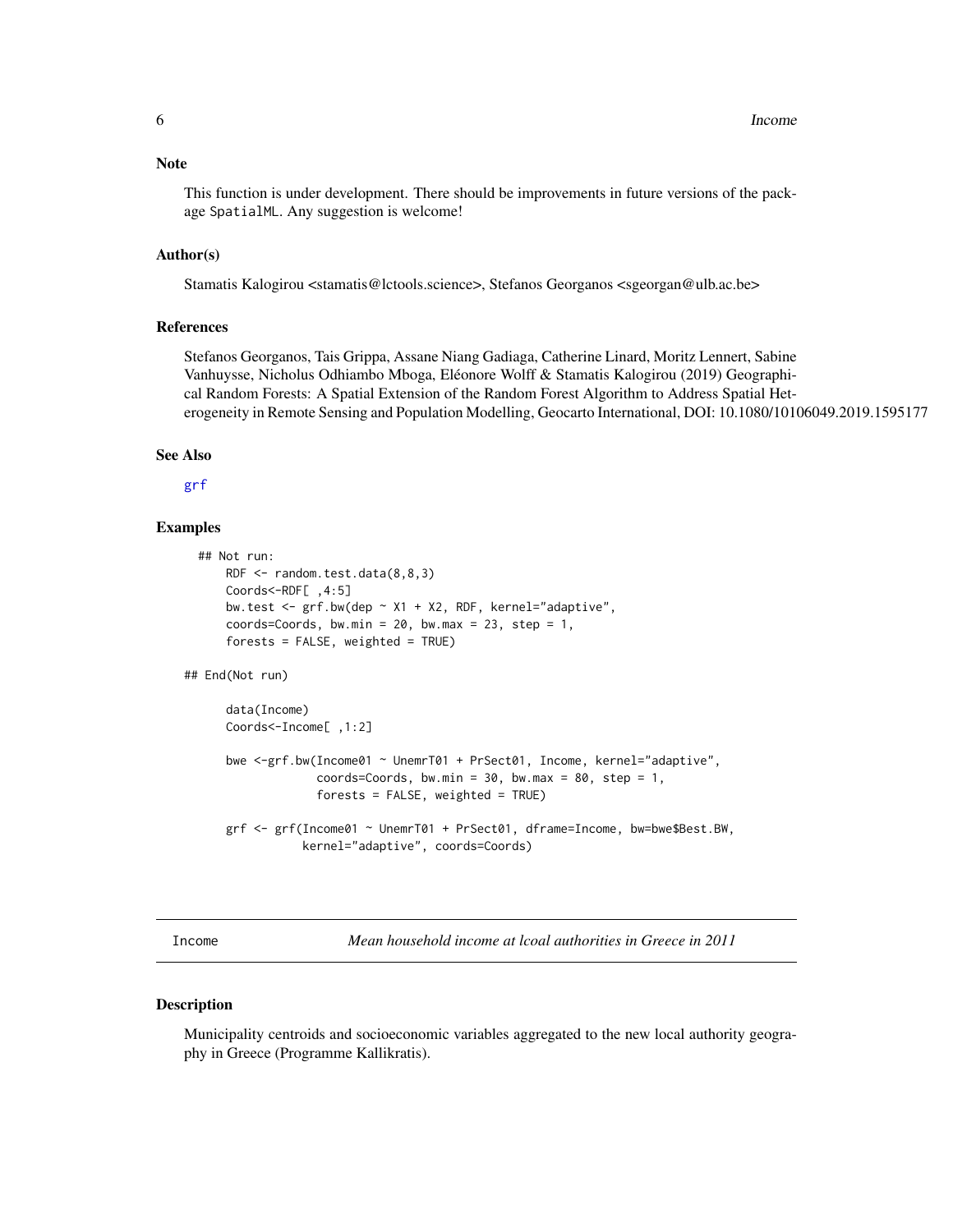### Note

This function is under development. There should be improvements in future versions of the package SpatialML. Any suggestion is welcome!

### Author(s)

Stamatis Kalogirou <stamatis@lctools.science>, Stefanos Georganos <sgeorgan@ulb.ac.be>

### References

Stefanos Georganos, Tais Grippa, Assane Niang Gadiaga, Catherine Linard, Moritz Lennert, Sabine Vanhuysse, Nicholus Odhiambo Mboga, Eléonore Wolff & Stamatis Kalogirou (2019) Geographical Random Forests: A Spatial Extension of the Random Forest Algorithm to Address Spatial Heterogeneity in Remote Sensing and Population Modelling, Geocarto International, DOI: 10.1080/10106049.2019.1595177

### See Also

grf

### Examples

```
  ## Not run:
     RDF <- random.test.data(8,8,3)
     Coords<-RDF[ ,4:5]
     bw.test <- grf.bw(dep ~ X1 + X2, RDF, kernel="adaptive",
     coords=Coords, bw.min = 20, bw.max = 23, step = 1,
     forests = FALSE, weighted = TRUE)

## End(Not run)

     data(Income)
     Coords<-Income[ ,1:2]

     bwe <-grf.bw(Income01 ~ UnemrT01 + PrSect01, Income, kernel="adaptive",
                  coords=Coords, bw.min = 30, bw.max = 80, step = 1,
                  forests = FALSE, weighted = TRUE)

     grf <- grf(Income01 ~ UnemrT01 + PrSect01, dframe=Income, bw=bwe$Best.BW,
               kernel="adaptive", coords=Coords)
```

---

## Income — *Mean household income at lcoal authorities in Greece in 2011*

### Description

Municipality centroids and socioeconomic variables aggregated to the new local authority geography in Greece (Programme Kallikratis).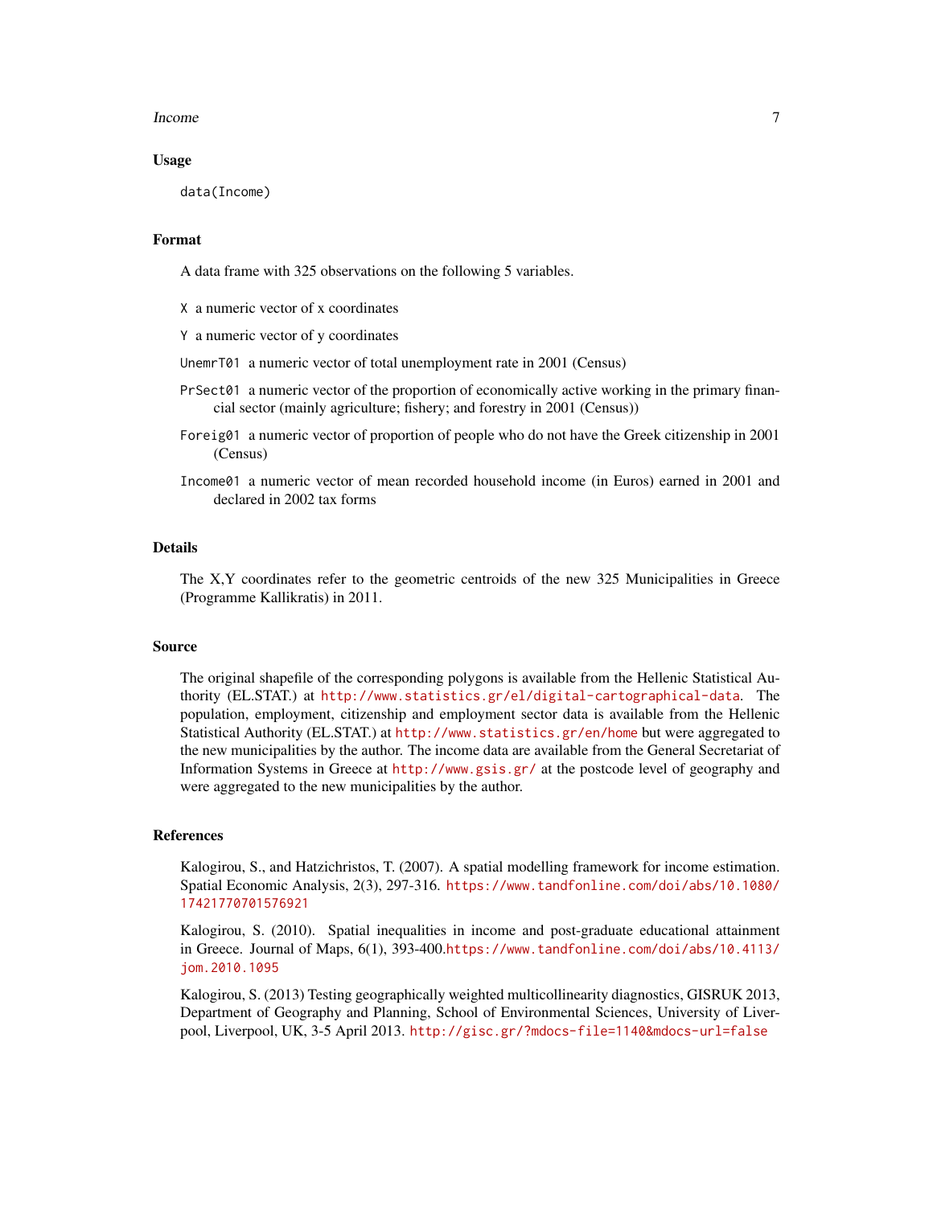### Usage

```
data(Income)
```

### Format

A data frame with 325 observations on the following 5 variables.

- `X` a numeric vector of x coordinates
- `Y` a numeric vector of y coordinates
- `UnemrT01` a numeric vector of total unemployment rate in 2001 (Census)
- `PrSect01` a numeric vector of the proportion of economically active working in the primary financial sector (mainly agriculture; fishery; and forestry in 2001 (Census))
- `Foreig01` a numeric vector of proportion of people who do not have the Greek citizenship in 2001 (Census)
- `Income01` a numeric vector of mean recorded household income (in Euros) earned in 2001 and declared in 2002 tax forms

### Details

The X,Y coordinates refer to the geometric centroids of the new 325 Municipalities in Greece (Programme Kallikratis) in 2011.

### Source

The original shapefile of the corresponding polygons is available from the Hellenic Statistical Authority (EL.STAT.) at http://www.statistics.gr/el/digital-cartographical-data. The population, employment, citizenship and employment sector data is available from the Hellenic Statistical Authority (EL.STAT.) at http://www.statistics.gr/en/home but were aggregated to the new municipalities by the author. The income data are available from the General Secretariat of Information Systems in Greece at http://www.gsis.gr/ at the postcode level of geography and were aggregated to the new municipalities by the author.

### References

Kalogirou, S., and Hatzichristos, T. (2007). A spatial modelling framework for income estimation. Spatial Economic Analysis, 2(3), 297-316. https://www.tandfonline.com/doi/abs/10.1080/17421770701576921

Kalogirou, S. (2010). Spatial inequalities in income and post-graduate educational attainment in Greece. Journal of Maps, 6(1), 393-400.https://www.tandfonline.com/doi/abs/10.4113/jom.2010.1095

Kalogirou, S. (2013) Testing geographically weighted multicollinearity diagnostics, GISRUK 2013, Department of Geography and Planning, School of Environmental Sciences, University of Liverpool, Liverpool, UK, 3-5 April 2013. http://gisc.gr/?mdocs-file=1140&mdocs-url=false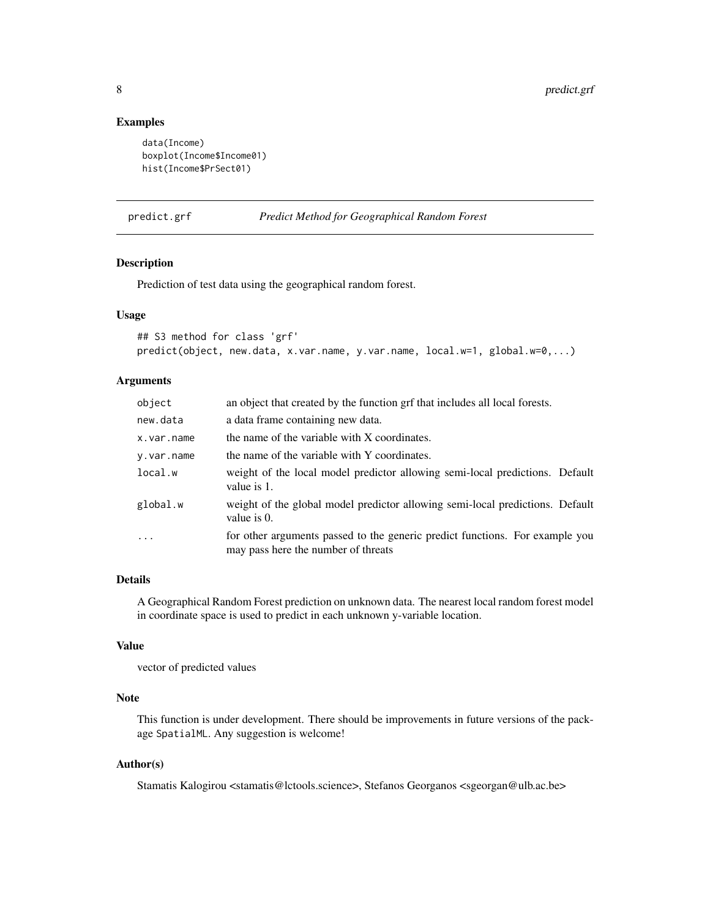## Examples

```
data(Income)
boxplot(Income$Income01)
hist(Income$PrSect01)
```

---

# predict.grf *Predict Method for Geographical Random Forest*

---

## Description

Prediction of test data using the geographical random forest.

## Usage

```
## S3 method for class 'grf'
predict(object, new.data, x.var.name, y.var.name, local.w=1, global.w=0,...)
```

## Arguments

| | |
|---|---|
| object | an object that created by the function grf that includes all local forests. |
| new.data | a data frame containing new data. |
| x.var.name | the name of the variable with X coordinates. |
| y.var.name | the name of the variable with Y coordinates. |
| local.w | weight of the local model predictor allowing semi-local predictions. Default value is 1. |
| global.w | weight of the global model predictor allowing semi-local predictions. Default value is 0. |
| ... | for other arguments passed to the generic predict functions. For example you may pass here the number of threats |

## Details

A Geographical Random Forest prediction on unknown data. The nearest local random forest model in coordinate space is used to predict in each unknown y-variable location.

## Value

vector of predicted values

## Note

This function is under development. There should be improvements in future versions of the package SpatialML. Any suggestion is welcome!

## Author(s)

Stamatis Kalogirou <stamatis@lctools.science>, Stefanos Georganos <sgeorgan@ulb.ac.be>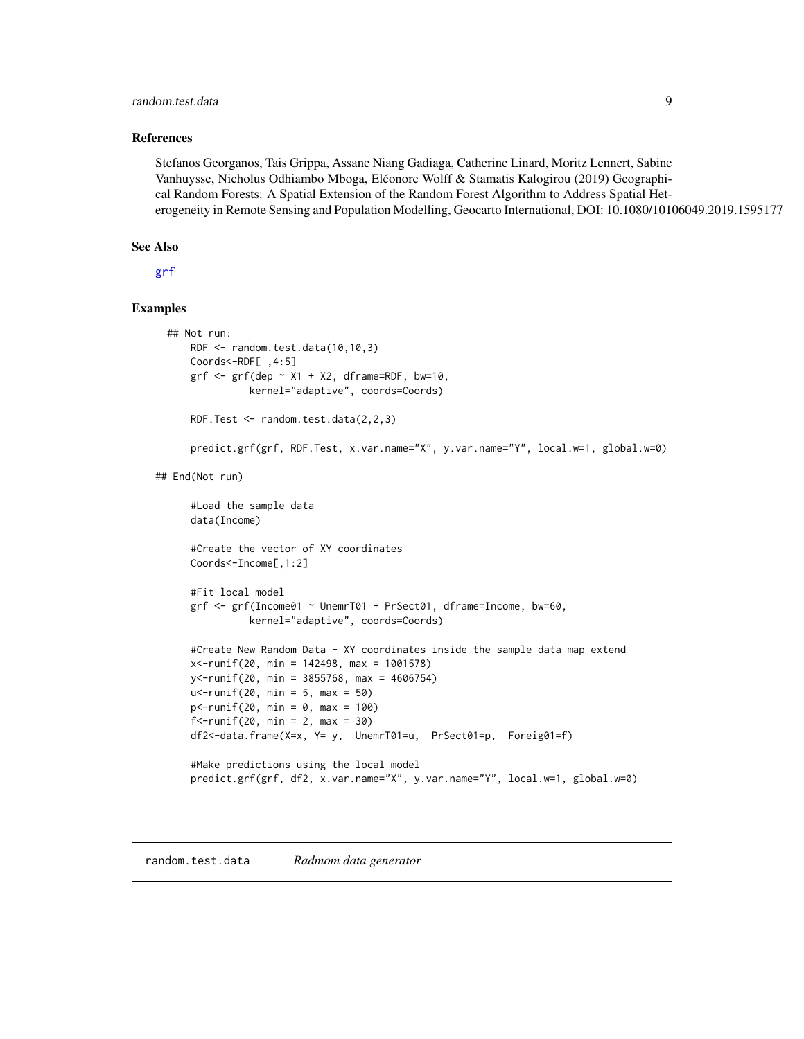### References

Stefanos Georganos, Tais Grippa, Assane Niang Gadiaga, Catherine Linard, Moritz Lennert, Sabine Vanhuysse, Nicholus Odhiambo Mboga, Eléonore Wolff & Stamatis Kalogirou (2019) Geographical Random Forests: A Spatial Extension of the Random Forest Algorithm to Address Spatial Heterogeneity in Remote Sensing and Population Modelling, Geocarto International, DOI: 10.1080/10106049.2019.1595177

### See Also

grf

### Examples

```
  ## Not run:
      RDF <- random.test.data(10,10,3)
      Coords<-RDF[ ,4:5]
      grf <- grf(dep ~ X1 + X2, dframe=RDF, bw=10,
                kernel="adaptive", coords=Coords)

      RDF.Test <- random.test.data(2,2,3)

      predict.grf(grf, RDF.Test, x.var.name="X", y.var.name="Y", local.w=1, global.w=0)

## End(Not run)

      #Load the sample data
      data(Income)

      #Create the vector of XY coordinates
      Coords<-Income[,1:2]

      #Fit local model
      grf <- grf(Income01 ~ UnemrT01 + PrSect01, dframe=Income, bw=60,
                kernel="adaptive", coords=Coords)

      #Create New Random Data - XY coordinates inside the sample data map extend
      x<-runif(20, min = 142498, max = 1001578)
      y<-runif(20, min = 3855768, max = 4606754)
      u<-runif(20, min = 5, max = 50)
      p<-runif(20, min = 0, max = 100)
      f<-runif(20, min = 2, max = 30)
      df2<-data.frame(X=x, Y= y,  UnemrT01=u,  PrSect01=p,  Foreig01=f)

      #Make predictions using the local model
      predict.grf(grf, df2, x.var.name="X", y.var.name="Y", local.w=1, global.w=0)
```

---

## random.test.data    *Radmom data generator*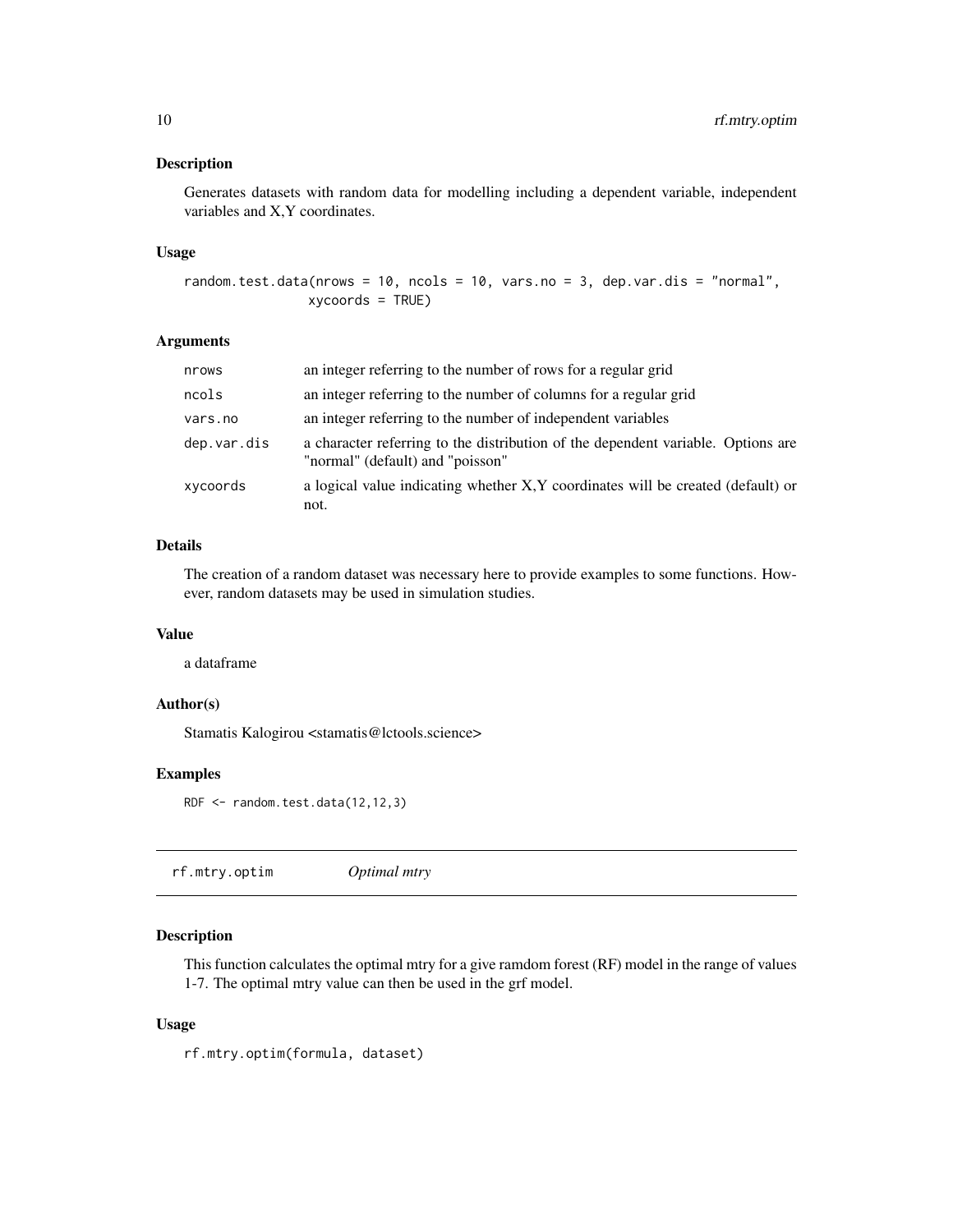## Description

Generates datasets with random data for modelling including a dependent variable, independent variables and X,Y coordinates.

## Usage

```
random.test.data(nrows = 10, ncols = 10, vars.no = 3, dep.var.dis = "normal",
                 xycoords = TRUE)
```

## Arguments

| | |
|---|---|
| nrows | an integer referring to the number of rows for a regular grid |
| ncols | an integer referring to the number of columns for a regular grid |
| vars.no | an integer referring to the number of independent variables |
| dep.var.dis | a character referring to the distribution of the dependent variable. Options are "normal" (default) and "poisson" |
| xycoords | a logical value indicating whether X,Y coordinates will be created (default) or not. |

## Details

The creation of a random dataset was necessary here to provide examples to some functions. However, random datasets may be used in simulation studies.

## Value

a dataframe

## Author(s)

Stamatis Kalogirou <stamatis@lctools.science>

## Examples

```
RDF <- random.test.data(12,12,3)
```

---

# rf.mtry.optim *Optimal mtry*

## Description

This function calculates the optimal mtry for a give ramdom forest (RF) model in the range of values 1-7. The optimal mtry value can then be used in the grf model.

## Usage

```
rf.mtry.optim(formula, dataset)
```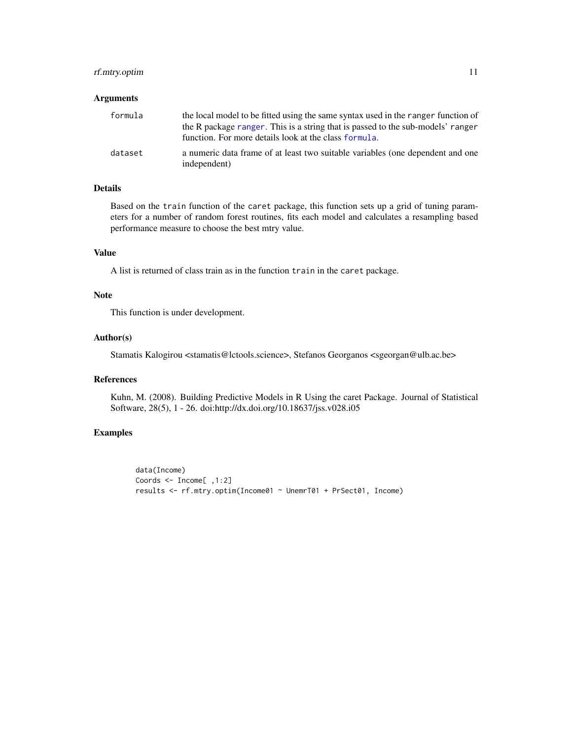## Arguments

| | |
|---|---|
| `formula` | the local model to be fitted using the same syntax used in the `ranger` function of the R package `ranger`. This is a string that is passed to the sub-models' `ranger` function. For more details look at the class `formula`. |
| `dataset` | a numeric data frame of at least two suitable variables (one dependent and one independent) |

## Details

Based on the `train` function of the `caret` package, this function sets up a grid of tuning parameters for a number of random forest routines, fits each model and calculates a resampling based performance measure to choose the best mtry value.

## Value

A list is returned of class train as in the function `train` in the `caret` package.

## Note

This function is under development.

## Author(s)

Stamatis Kalogirou <stamatis@lctools.science>, Stefanos Georganos <sgeorgan@ulb.ac.be>

## References

Kuhn, M. (2008). Building Predictive Models in R Using the caret Package. Journal of Statistical Software, 28(5), 1 - 26. doi:http://dx.doi.org/10.18637/jss.v028.i05

## Examples

```
data(Income)
Coords <- Income[ ,1:2]
results <- rf.mtry.optim(Income01 ~ UnemrT01 + PrSect01, Income)
```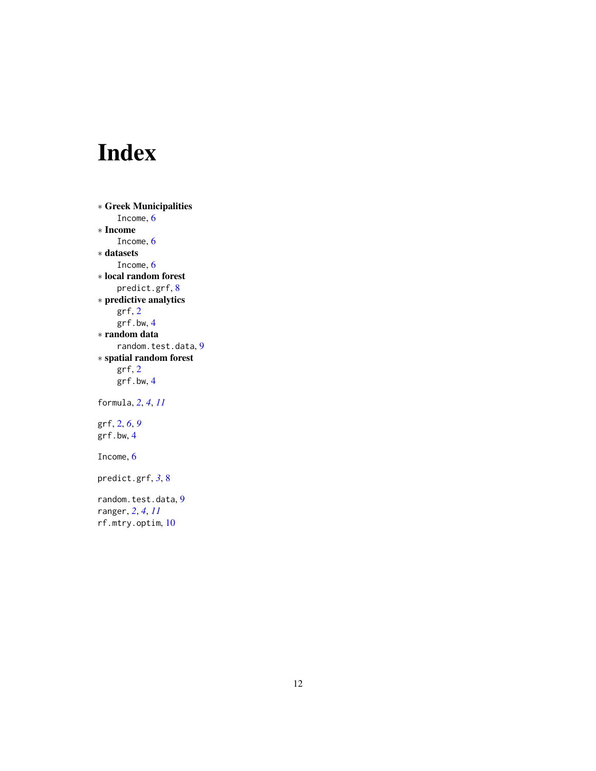# Index

∗ **Greek Municipalities**
  Income, 6

∗ **Income**
  Income, 6

∗ **datasets**
  Income, 6

∗ **local random forest**
  predict.grf, 8

∗ **predictive analytics**
  grf, 2
  grf.bw, 4

∗ **random data**
  random.test.data, 9

∗ **spatial random forest**
  grf, 2
  grf.bw, 4

formula, *2*, *4*, *11*

grf, 2, *6*, *9*
grf.bw, 4

Income, 6

predict.grf, *3*, 8

random.test.data, 9
ranger, *2*, *4*, *11*
rf.mtry.optim, 10